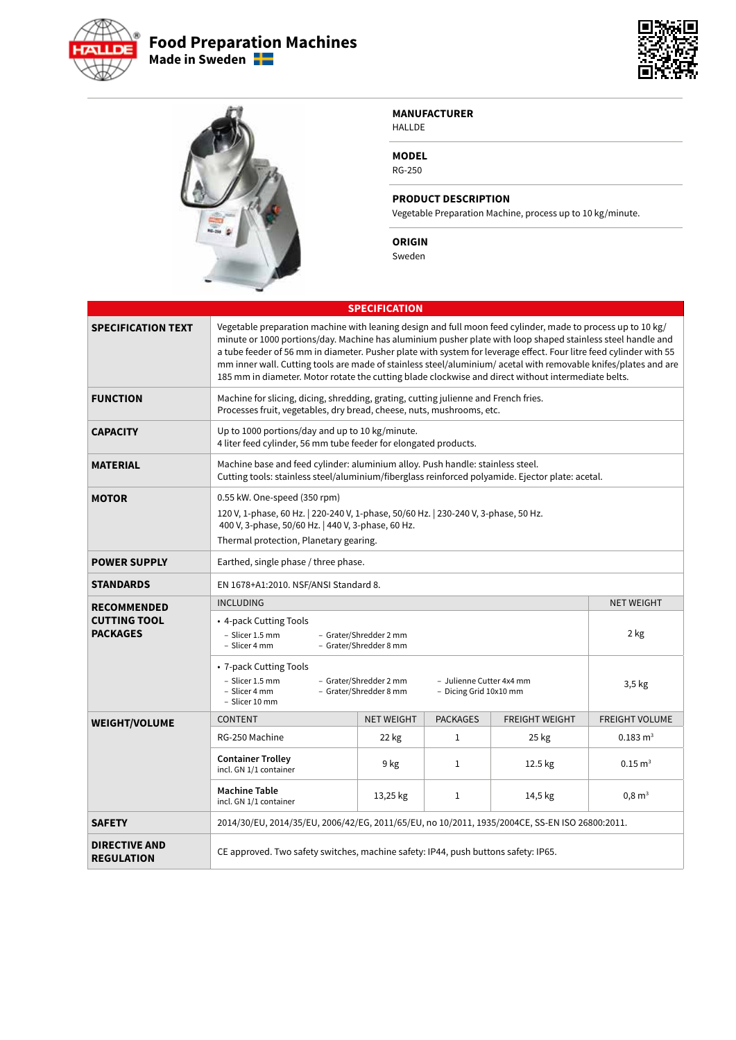# Food Preparation Machines

**Made in Sweden**

**MANUFACTURER**
HALLDE

**MODEL**
RG-250

**PRODUCT DESCRIPTION**
Vegetable Preparation Machine, process up to 10 kg/minute.

**ORIGIN**
Sweden

## SPECIFICATION

| | |
|---|---|
| **SPECIFICATION TEXT** | Vegetable preparation machine with leaning design and full moon feed cylinder, made to process up to 10 kg/minute or 1000 portions/day. Machine has aluminium pusher plate with loop shaped stainless steel handle and a tube feeder of 56 mm in diameter. Pusher plate with system for leverage effect. Four litre feed cylinder with 55 mm inner wall. Cutting tools are made of stainless steel/aluminium/ acetal with removable knifes/plates and are 185 mm in diameter. Motor rotate the cutting blade clockwise and direct without intermediate belts. |
| **FUNCTION** | Machine for slicing, dicing, shredding, grating, cutting julienne and French fries. Processes fruit, vegetables, dry bread, cheese, nuts, mushrooms, etc. |
| **CAPACITY** | Up to 1000 portions/day and up to 10 kg/minute. 4 liter feed cylinder, 56 mm tube feeder for elongated products. |
| **MATERIAL** | Machine base and feed cylinder: aluminium alloy. Push handle: stainless steel. Cutting tools: stainless steel/aluminium/fiberglass reinforced polyamide. Ejector plate: acetal. |
| **MOTOR** | 0.55 kW. One-speed (350 rpm)<br>120 V, 1-phase, 60 Hz. \| 220-240 V, 1-phase, 50/60 Hz. \| 230-240 V, 3-phase, 50 Hz. 400 V, 3-phase, 50/60 Hz. \| 440 V, 3-phase, 60 Hz.<br>Thermal protection, Planetary gearing. |
| **POWER SUPPLY** | Earthed, single phase / three phase. |
| **STANDARDS** | EN 1678+A1:2010. NSF/ANSI Standard 8. |

**RECOMMENDED CUTTING TOOL PACKAGES**

| INCLUDING | NET WEIGHT |
|---|---|
| • 4-pack Cutting Tools<br>– Slicer 1.5 mm<br>– Slicer 4 mm<br>– Grater/Shredder 2 mm<br>– Grater/Shredder 8 mm | 2 kg |
| • 7-pack Cutting Tools<br>– Slicer 1.5 mm<br>– Slicer 4 mm<br>– Slicer 10 mm<br>– Grater/Shredder 2 mm<br>– Grater/Shredder 8 mm<br>– Julienne Cutter 4x4 mm<br>– Dicing Grid 10x10 mm | 3,5 kg |

**WEIGHT/VOLUME**

| CONTENT | NET WEIGHT | PACKAGES | FREIGHT WEIGHT | FREIGHT VOLUME |
|---|---|---|---|---|
| RG-250 Machine | 22 kg | 1 | 25 kg | 0.183 m³ |
| **Container Trolley** incl. GN 1/1 container | 9 kg | 1 | 12.5 kg | 0.15 m³ |
| **Machine Table** incl. GN 1/1 container | 13,25 kg | 1 | 14,5 kg | 0,8 m³ |

| | |
|---|---|
| **SAFETY** | 2014/30/EU, 2014/35/EU, 2006/42/EG, 2011/65/EU, no 10/2011, 1935/2004CE, SS-EN ISO 26800:2011. |
| **DIRECTIVE AND REGULATION** | CE approved. Two safety switches, machine safety: IP44, push buttons safety: IP65. |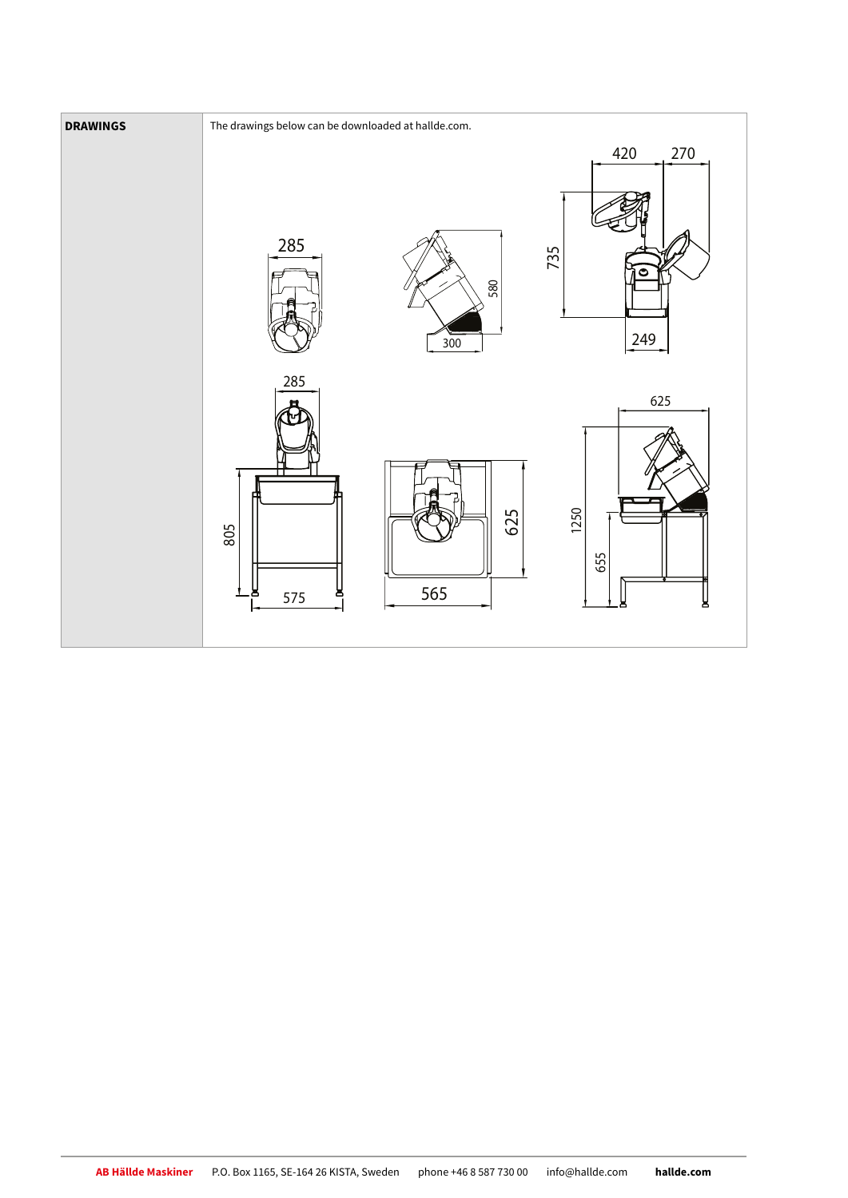**DRAWINGS**

The drawings below can be downloaded at hallde.com.

285

300

580

420

270

735

249

285

805

575

565

625

625

1250

655